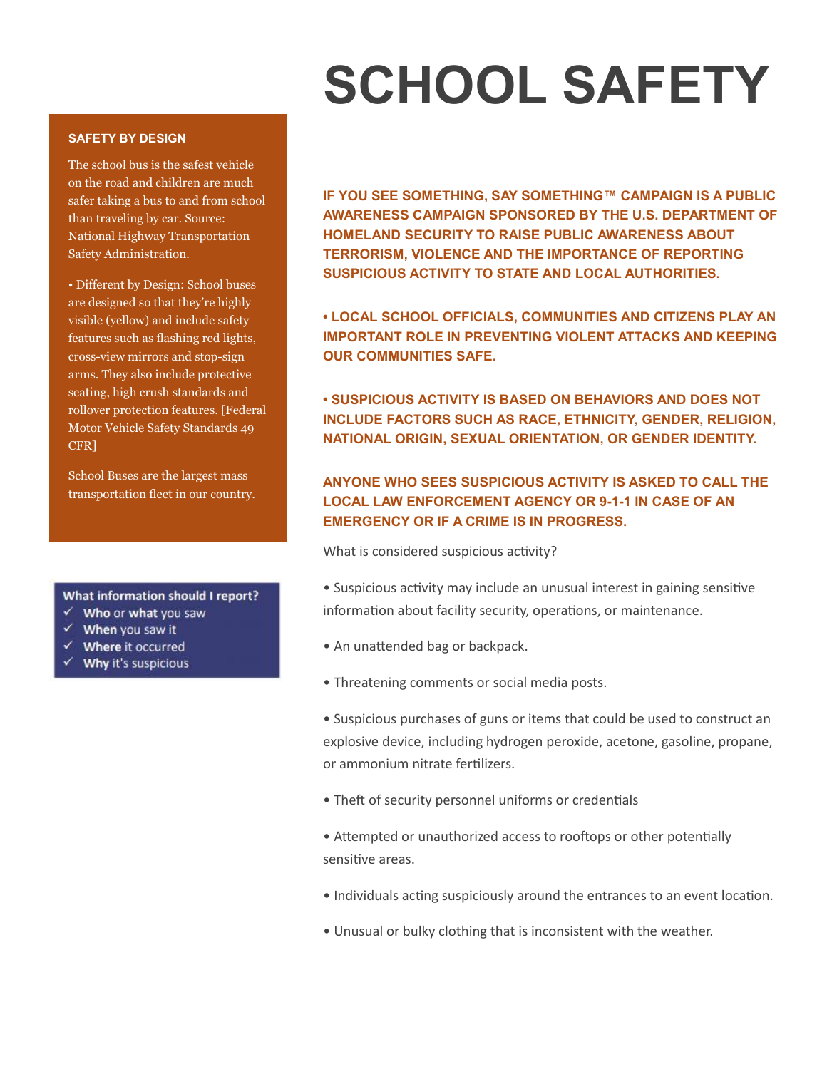# SCHOOL SAFETY

### SAFETY BY DESIGN

The school bus is the safest vehicle on the road and children are much safer taking a bus to and from school than traveling by car. Source: National Highway Transportation Safety Administration.

• Different by Design: School buses are designed so that they're highly visible (yellow) and include safety features such as flashing red lights, cross-view mirrors and stop-sign arms. They also include protective seating, high crush standards and rollover protection features. [Federal Motor Vehicle Safety Standards 49 CFR]

School Buses are the largest mass transportation fleet in our country.

**What information should I report?**

- ✓ **Who** or **what** you saw
- ✓ **When** you saw it
- ✓ **Where** it occurred
- ✓ **Why** it's suspicious

**IF YOU SEE SOMETHING, SAY SOMETHING™ CAMPAIGN IS A PUBLIC AWARENESS CAMPAIGN SPONSORED BY THE U.S. DEPARTMENT OF HOMELAND SECURITY TO RAISE PUBLIC AWARENESS ABOUT TERRORISM, VIOLENCE AND THE IMPORTANCE OF REPORTING SUSPICIOUS ACTIVITY TO STATE AND LOCAL AUTHORITIES.**

**• LOCAL SCHOOL OFFICIALS, COMMUNITIES AND CITIZENS PLAY AN IMPORTANT ROLE IN PREVENTING VIOLENT ATTACKS AND KEEPING OUR COMMUNITIES SAFE.**

**• SUSPICIOUS ACTIVITY IS BASED ON BEHAVIORS AND DOES NOT INCLUDE FACTORS SUCH AS RACE, ETHNICITY, GENDER, RELIGION, NATIONAL ORIGIN, SEXUAL ORIENTATION, OR GENDER IDENTITY.**

**ANYONE WHO SEES SUSPICIOUS ACTIVITY IS ASKED TO CALL THE LOCAL LAW ENFORCEMENT AGENCY OR 9-1-1 IN CASE OF AN EMERGENCY OR IF A CRIME IS IN PROGRESS.**

What is considered suspicious activity?

• Suspicious activity may include an unusual interest in gaining sensitive information about facility security, operations, or maintenance.

• An unattended bag or backpack.

• Threatening comments or social media posts.

• Suspicious purchases of guns or items that could be used to construct an explosive device, including hydrogen peroxide, acetone, gasoline, propane, or ammonium nitrate fertilizers.

• Theft of security personnel uniforms or credentials

• Attempted or unauthorized access to rooftops or other potentially sensitive areas.

• Individuals acting suspiciously around the entrances to an event location.

• Unusual or bulky clothing that is inconsistent with the weather.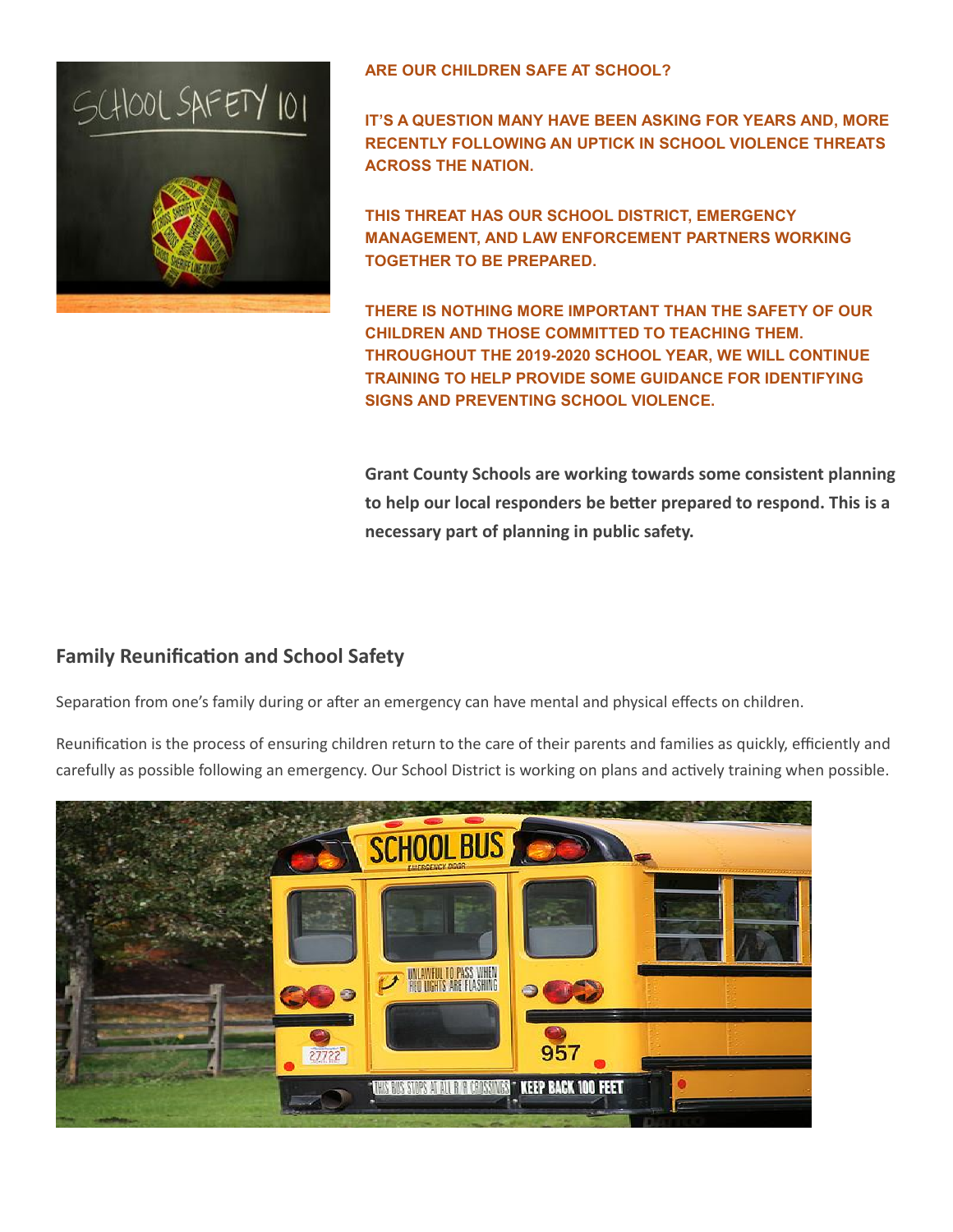**ARE OUR CHILDREN SAFE AT SCHOOL?**

**IT'S A QUESTION MANY HAVE BEEN ASKING FOR YEARS AND, MORE RECENTLY FOLLOWING AN UPTICK IN SCHOOL VIOLENCE THREATS ACROSS THE NATION.**

**THIS THREAT HAS OUR SCHOOL DISTRICT, EMERGENCY MANAGEMENT, AND LAW ENFORCEMENT PARTNERS WORKING TOGETHER TO BE PREPARED.**

**THERE IS NOTHING MORE IMPORTANT THAN THE SAFETY OF OUR CHILDREN AND THOSE COMMITTED TO TEACHING THEM. THROUGHOUT THE 2019-2020 SCHOOL YEAR, WE WILL CONTINUE TRAINING TO HELP PROVIDE SOME GUIDANCE FOR IDENTIFYING SIGNS AND PREVENTING SCHOOL VIOLENCE.**

**Grant County Schools are working towards some consistent planning to help our local responders be better prepared to respond. This is a necessary part of planning in public safety.**

## Family Reunification and School Safety

Separation from one's family during or after an emergency can have mental and physical effects on children.

Reunification is the process of ensuring children return to the care of their parents and families as quickly, efficiently and carefully as possible following an emergency. Our School District is working on plans and actively training when possible.